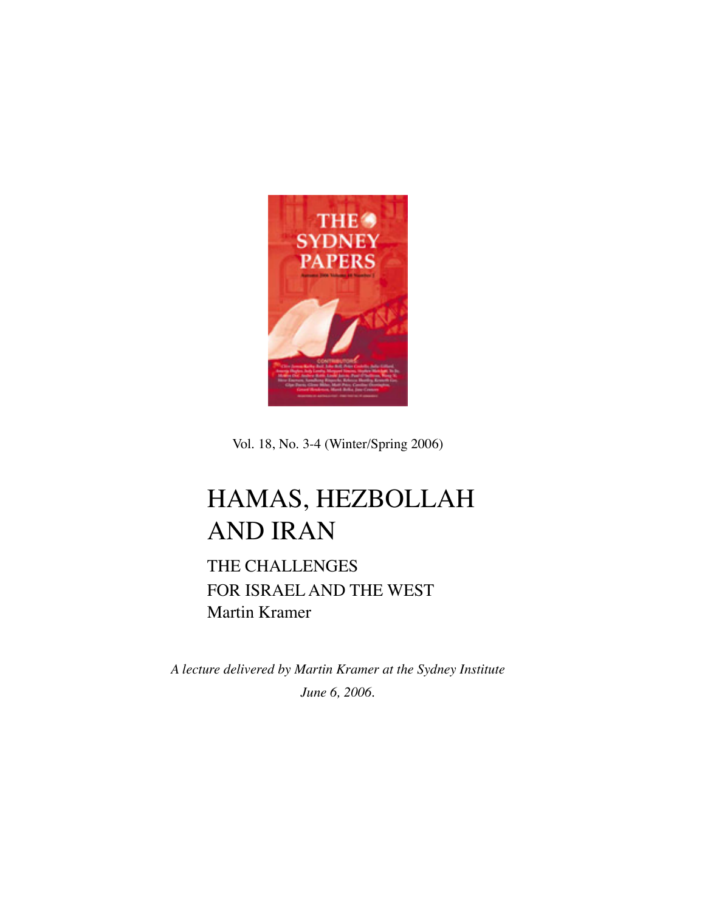Vol. 18, No. 3-4 (Winter/Spring 2006)

# HAMAS, HEZBOLLAH AND IRAN

## THE CHALLENGES FOR ISRAEL AND THE WEST

Martin Kramer

*A lecture delivered by Martin Kramer at the Sydney Institute June 6, 2006.*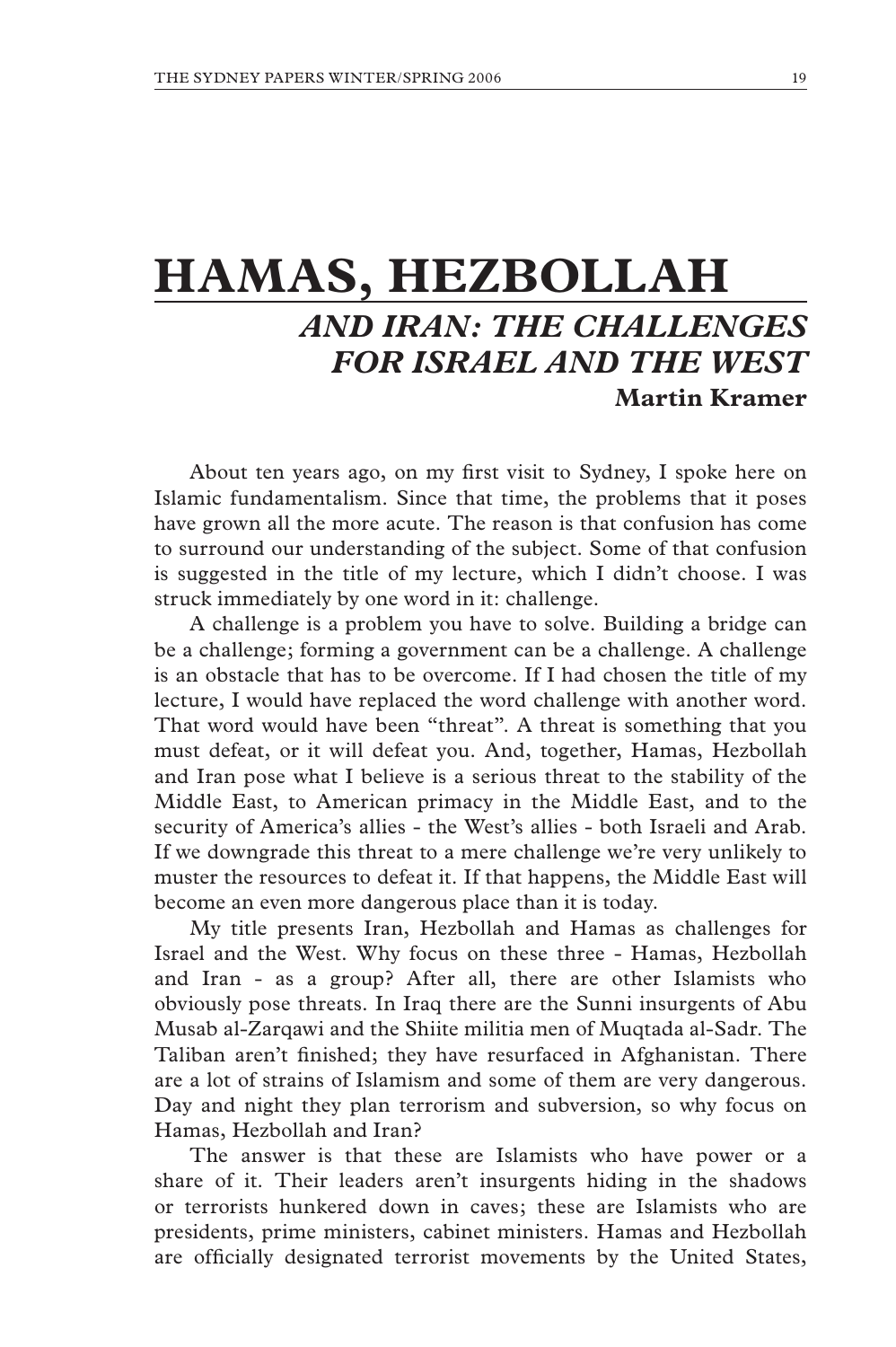# HAMAS, HEZBOLLAH

## *AND IRAN: THE CHALLENGES FOR ISRAEL AND THE WEST*

**Martin Kramer**

About ten years ago, on my first visit to Sydney, I spoke here on Islamic fundamentalism. Since that time, the problems that it poses have grown all the more acute. The reason is that confusion has come to surround our understanding of the subject. Some of that confusion is suggested in the title of my lecture, which I didn't choose. I was struck immediately by one word in it: challenge.

A challenge is a problem you have to solve. Building a bridge can be a challenge; forming a government can be a challenge. A challenge is an obstacle that has to be overcome. If I had chosen the title of my lecture, I would have replaced the word challenge with another word. That word would have been "threat". A threat is something that you must defeat, or it will defeat you. And, together, Hamas, Hezbollah and Iran pose what I believe is a serious threat to the stability of the Middle East, to American primacy in the Middle East, and to the security of America's allies - the West's allies - both Israeli and Arab. If we downgrade this threat to a mere challenge we're very unlikely to muster the resources to defeat it. If that happens, the Middle East will become an even more dangerous place than it is today.

My title presents Iran, Hezbollah and Hamas as challenges for Israel and the West. Why focus on these three - Hamas, Hezbollah and Iran - as a group? After all, there are other Islamists who obviously pose threats. In Iraq there are the Sunni insurgents of Abu Musab al-Zarqawi and the Shiite militia men of Muqtada al-Sadr. The Taliban aren't finished; they have resurfaced in Afghanistan. There are a lot of strains of Islamism and some of them are very dangerous. Day and night they plan terrorism and subversion, so why focus on Hamas, Hezbollah and Iran?

The answer is that these are Islamists who have power or a share of it. Their leaders aren't insurgents hiding in the shadows or terrorists hunkered down in caves; these are Islamists who are presidents, prime ministers, cabinet ministers. Hamas and Hezbollah are officially designated terrorist movements by the United States,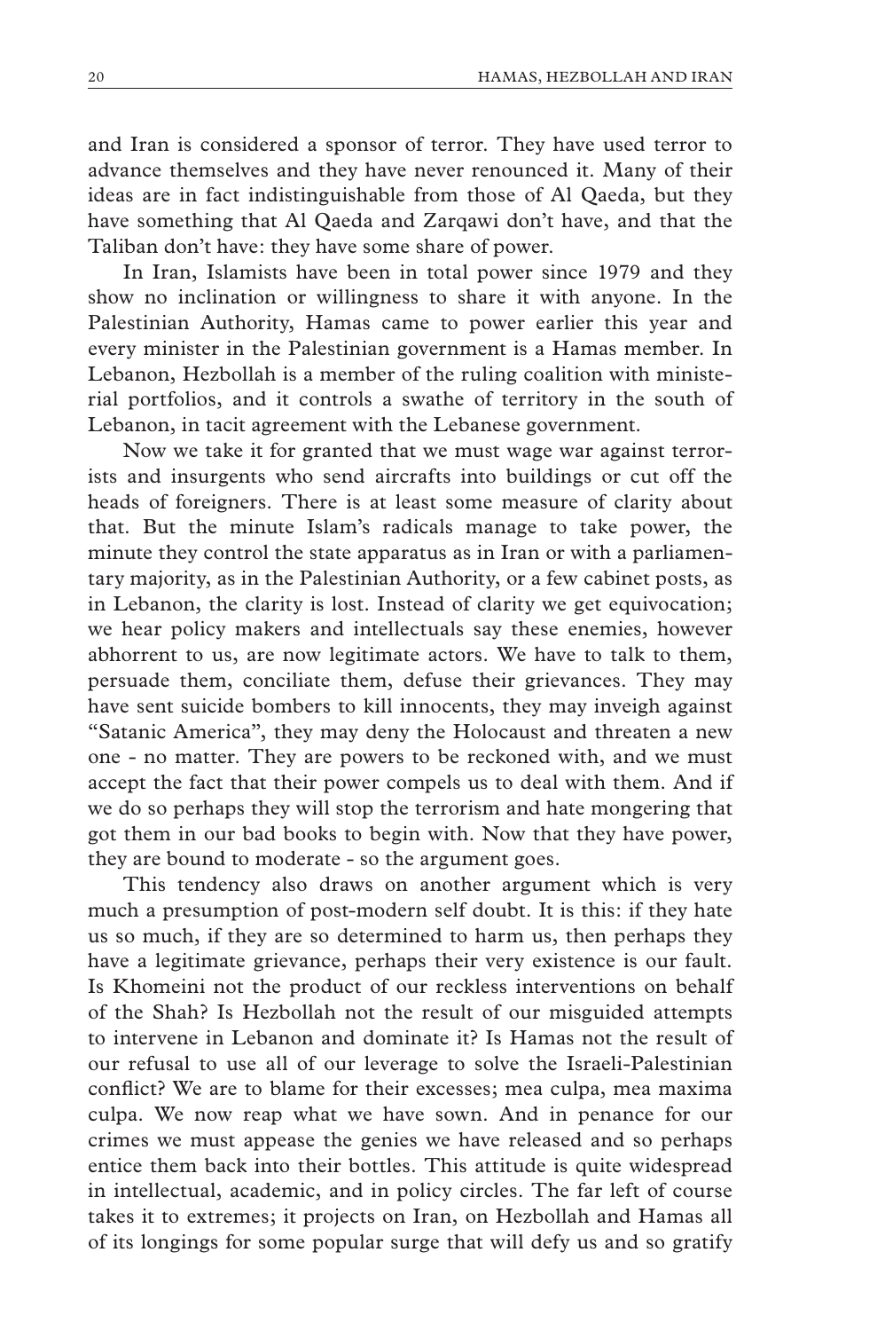and Iran is considered a sponsor of terror. They have used terror to advance themselves and they have never renounced it. Many of their ideas are in fact indistinguishable from those of Al Qaeda, but they have something that Al Qaeda and Zarqawi don't have, and that the Taliban don't have: they have some share of power.

In Iran, Islamists have been in total power since 1979 and they show no inclination or willingness to share it with anyone. In the Palestinian Authority, Hamas came to power earlier this year and every minister in the Palestinian government is a Hamas member. In Lebanon, Hezbollah is a member of the ruling coalition with ministerial portfolios, and it controls a swathe of territory in the south of Lebanon, in tacit agreement with the Lebanese government.

Now we take it for granted that we must wage war against terrorists and insurgents who send aircrafts into buildings or cut off the heads of foreigners. There is at least some measure of clarity about that. But the minute Islam's radicals manage to take power, the minute they control the state apparatus as in Iran or with a parliamentary majority, as in the Palestinian Authority, or a few cabinet posts, as in Lebanon, the clarity is lost. Instead of clarity we get equivocation; we hear policy makers and intellectuals say these enemies, however abhorrent to us, are now legitimate actors. We have to talk to them, persuade them, conciliate them, defuse their grievances. They may have sent suicide bombers to kill innocents, they may inveigh against "Satanic America", they may deny the Holocaust and threaten a new one - no matter. They are powers to be reckoned with, and we must accept the fact that their power compels us to deal with them. And if we do so perhaps they will stop the terrorism and hate mongering that got them in our bad books to begin with. Now that they have power, they are bound to moderate - so the argument goes.

This tendency also draws on another argument which is very much a presumption of post-modern self doubt. It is this: if they hate us so much, if they are so determined to harm us, then perhaps they have a legitimate grievance, perhaps their very existence is our fault. Is Khomeini not the product of our reckless interventions on behalf of the Shah? Is Hezbollah not the result of our misguided attempts to intervene in Lebanon and dominate it? Is Hamas not the result of our refusal to use all of our leverage to solve the Israeli-Palestinian conflict? We are to blame for their excesses; mea culpa, mea maxima culpa. We now reap what we have sown. And in penance for our crimes we must appease the genies we have released and so perhaps entice them back into their bottles. This attitude is quite widespread in intellectual, academic, and in policy circles. The far left of course takes it to extremes; it projects on Iran, on Hezbollah and Hamas all of its longings for some popular surge that will defy us and so gratify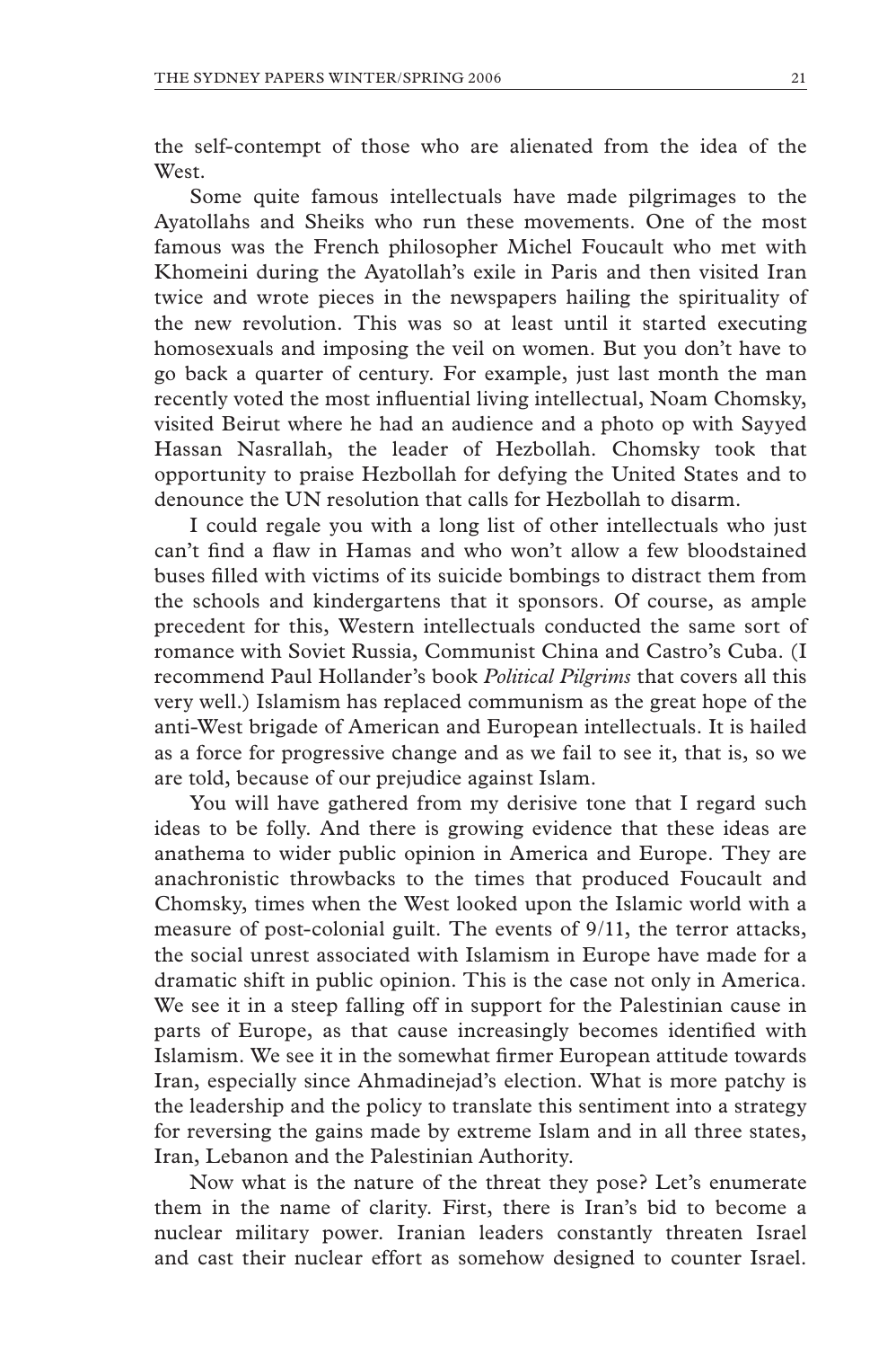the self-contempt of those who are alienated from the idea of the West.

Some quite famous intellectuals have made pilgrimages to the Ayatollahs and Sheiks who run these movements. One of the most famous was the French philosopher Michel Foucault who met with Khomeini during the Ayatollah's exile in Paris and then visited Iran twice and wrote pieces in the newspapers hailing the spirituality of the new revolution. This was so at least until it started executing homosexuals and imposing the veil on women. But you don't have to go back a quarter of century. For example, just last month the man recently voted the most influential living intellectual, Noam Chomsky, visited Beirut where he had an audience and a photo op with Sayyed Hassan Nasrallah, the leader of Hezbollah. Chomsky took that opportunity to praise Hezbollah for defying the United States and to denounce the UN resolution that calls for Hezbollah to disarm.

I could regale you with a long list of other intellectuals who just can't find a flaw in Hamas and who won't allow a few bloodstained buses filled with victims of its suicide bombings to distract them from the schools and kindergartens that it sponsors. Of course, as ample precedent for this, Western intellectuals conducted the same sort of romance with Soviet Russia, Communist China and Castro's Cuba. (I recommend Paul Hollander's book *Political Pilgrims* that covers all this very well.) Islamism has replaced communism as the great hope of the anti-West brigade of American and European intellectuals. It is hailed as a force for progressive change and as we fail to see it, that is, so we are told, because of our prejudice against Islam.

You will have gathered from my derisive tone that I regard such ideas to be folly. And there is growing evidence that these ideas are anathema to wider public opinion in America and Europe. They are anachronistic throwbacks to the times that produced Foucault and Chomsky, times when the West looked upon the Islamic world with a measure of post-colonial guilt. The events of 9/11, the terror attacks, the social unrest associated with Islamism in Europe have made for a dramatic shift in public opinion. This is the case not only in America. We see it in a steep falling off in support for the Palestinian cause in parts of Europe, as that cause increasingly becomes identified with Islamism. We see it in the somewhat firmer European attitude towards Iran, especially since Ahmadinejad's election. What is more patchy is the leadership and the policy to translate this sentiment into a strategy for reversing the gains made by extreme Islam and in all three states, Iran, Lebanon and the Palestinian Authority.

Now what is the nature of the threat they pose? Let's enumerate them in the name of clarity. First, there is Iran's bid to become a nuclear military power. Iranian leaders constantly threaten Israel and cast their nuclear effort as somehow designed to counter Israel.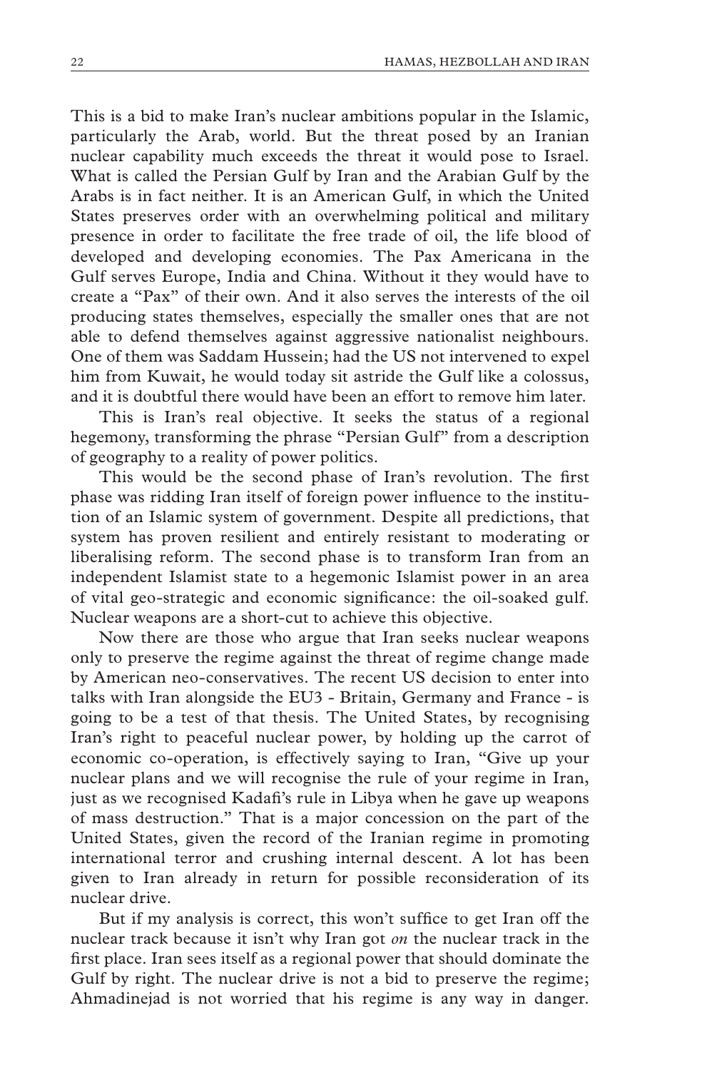This is a bid to make Iran's nuclear ambitions popular in the Islamic, particularly the Arab, world. But the threat posed by an Iranian nuclear capability much exceeds the threat it would pose to Israel. What is called the Persian Gulf by Iran and the Arabian Gulf by the Arabs is in fact neither. It is an American Gulf, in which the United States preserves order with an overwhelming political and military presence in order to facilitate the free trade of oil, the life blood of developed and developing economies. The Pax Americana in the Gulf serves Europe, India and China. Without it they would have to create a "Pax" of their own. And it also serves the interests of the oil producing states themselves, especially the smaller ones that are not able to defend themselves against aggressive nationalist neighbours. One of them was Saddam Hussein; had the US not intervened to expel him from Kuwait, he would today sit astride the Gulf like a colossus, and it is doubtful there would have been an effort to remove him later.

This is Iran's real objective. It seeks the status of a regional hegemony, transforming the phrase "Persian Gulf" from a description of geography to a reality of power politics.

This would be the second phase of Iran's revolution. The first phase was ridding Iran itself of foreign power influence to the institution of an Islamic system of government. Despite all predictions, that system has proven resilient and entirely resistant to moderating or liberalising reform. The second phase is to transform Iran from an independent Islamist state to a hegemonic Islamist power in an area of vital geo-strategic and economic significance: the oil-soaked gulf. Nuclear weapons are a short-cut to achieve this objective.

Now there are those who argue that Iran seeks nuclear weapons only to preserve the regime against the threat of regime change made by American neo-conservatives. The recent US decision to enter into talks with Iran alongside the EU3 - Britain, Germany and France - is going to be a test of that thesis. The United States, by recognising Iran's right to peaceful nuclear power, by holding up the carrot of economic co-operation, is effectively saying to Iran, "Give up your nuclear plans and we will recognise the rule of your regime in Iran, just as we recognised Kadafi's rule in Libya when he gave up weapons of mass destruction." That is a major concession on the part of the United States, given the record of the Iranian regime in promoting international terror and crushing internal descent. A lot has been given to Iran already in return for possible reconsideration of its nuclear drive.

But if my analysis is correct, this won't suffice to get Iran off the nuclear track because it isn't why Iran got *on* the nuclear track in the first place. Iran sees itself as a regional power that should dominate the Gulf by right. The nuclear drive is not a bid to preserve the regime; Ahmadinejad is not worried that his regime is any way in danger.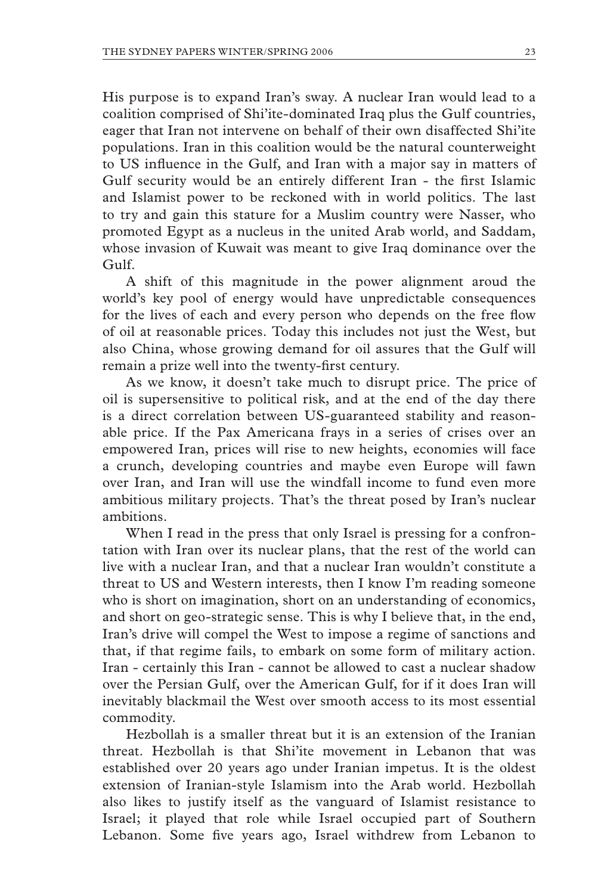His purpose is to expand Iran's sway. A nuclear Iran would lead to a coalition comprised of Shi'ite-dominated Iraq plus the Gulf countries, eager that Iran not intervene on behalf of their own disaffected Shi'ite populations. Iran in this coalition would be the natural counterweight to US influence in the Gulf, and Iran with a major say in matters of Gulf security would be an entirely different Iran - the first Islamic and Islamist power to be reckoned with in world politics. The last to try and gain this stature for a Muslim country were Nasser, who promoted Egypt as a nucleus in the united Arab world, and Saddam, whose invasion of Kuwait was meant to give Iraq dominance over the Gulf.

A shift of this magnitude in the power alignment aroud the world's key pool of energy would have unpredictable consequences for the lives of each and every person who depends on the free flow of oil at reasonable prices. Today this includes not just the West, but also China, whose growing demand for oil assures that the Gulf will remain a prize well into the twenty-first century.

As we know, it doesn't take much to disrupt price. The price of oil is supersensitive to political risk, and at the end of the day there is a direct correlation between US-guaranteed stability and reasonable price. If the Pax Americana frays in a series of crises over an empowered Iran, prices will rise to new heights, economies will face a crunch, developing countries and maybe even Europe will fawn over Iran, and Iran will use the windfall income to fund even more ambitious military projects. That's the threat posed by Iran's nuclear ambitions.

When I read in the press that only Israel is pressing for a confrontation with Iran over its nuclear plans, that the rest of the world can live with a nuclear Iran, and that a nuclear Iran wouldn't constitute a threat to US and Western interests, then I know I'm reading someone who is short on imagination, short on an understanding of economics, and short on geo-strategic sense. This is why I believe that, in the end, Iran's drive will compel the West to impose a regime of sanctions and that, if that regime fails, to embark on some form of military action. Iran - certainly this Iran - cannot be allowed to cast a nuclear shadow over the Persian Gulf, over the American Gulf, for if it does Iran will inevitably blackmail the West over smooth access to its most essential commodity.

Hezbollah is a smaller threat but it is an extension of the Iranian threat. Hezbollah is that Shi'ite movement in Lebanon that was established over 20 years ago under Iranian impetus. It is the oldest extension of Iranian-style Islamism into the Arab world. Hezbollah also likes to justify itself as the vanguard of Islamist resistance to Israel; it played that role while Israel occupied part of Southern Lebanon. Some five years ago, Israel withdrew from Lebanon to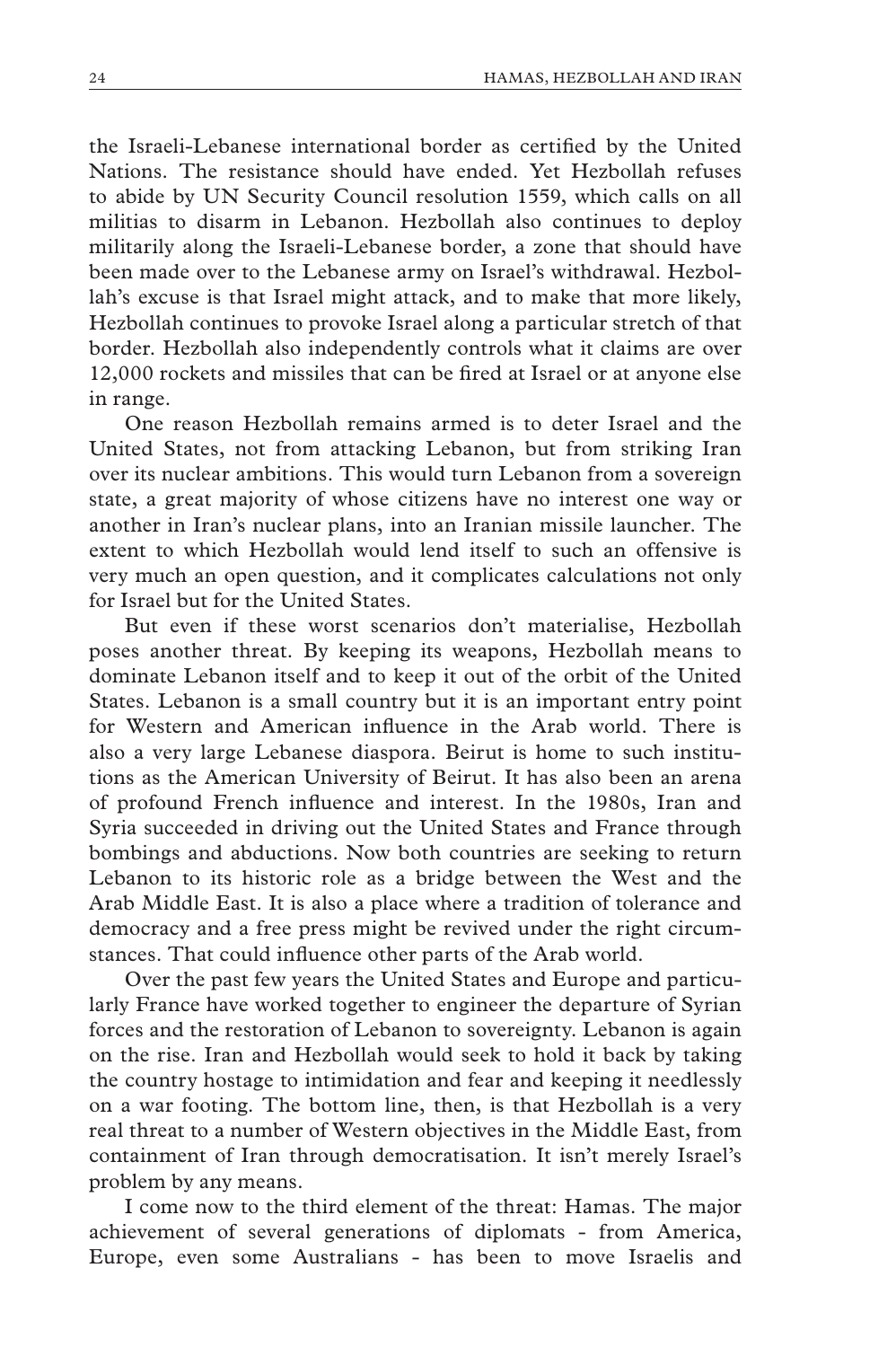the Israeli-Lebanese international border as certified by the United Nations. The resistance should have ended. Yet Hezbollah refuses to abide by UN Security Council resolution 1559, which calls on all militias to disarm in Lebanon. Hezbollah also continues to deploy militarily along the Israeli-Lebanese border, a zone that should have been made over to the Lebanese army on Israel's withdrawal. Hezbollah's excuse is that Israel might attack, and to make that more likely, Hezbollah continues to provoke Israel along a particular stretch of that border. Hezbollah also independently controls what it claims are over 12,000 rockets and missiles that can be fired at Israel or at anyone else in range.

One reason Hezbollah remains armed is to deter Israel and the United States, not from attacking Lebanon, but from striking Iran over its nuclear ambitions. This would turn Lebanon from a sovereign state, a great majority of whose citizens have no interest one way or another in Iran's nuclear plans, into an Iranian missile launcher. The extent to which Hezbollah would lend itself to such an offensive is very much an open question, and it complicates calculations not only for Israel but for the United States.

But even if these worst scenarios don't materialise, Hezbollah poses another threat. By keeping its weapons, Hezbollah means to dominate Lebanon itself and to keep it out of the orbit of the United States. Lebanon is a small country but it is an important entry point for Western and American influence in the Arab world. There is also a very large Lebanese diaspora. Beirut is home to such institutions as the American University of Beirut. It has also been an arena of profound French influence and interest. In the 1980s, Iran and Syria succeeded in driving out the United States and France through bombings and abductions. Now both countries are seeking to return Lebanon to its historic role as a bridge between the West and the Arab Middle East. It is also a place where a tradition of tolerance and democracy and a free press might be revived under the right circumstances. That could influence other parts of the Arab world.

Over the past few years the United States and Europe and particularly France have worked together to engineer the departure of Syrian forces and the restoration of Lebanon to sovereignty. Lebanon is again on the rise. Iran and Hezbollah would seek to hold it back by taking the country hostage to intimidation and fear and keeping it needlessly on a war footing. The bottom line, then, is that Hezbollah is a very real threat to a number of Western objectives in the Middle East, from containment of Iran through democratisation. It isn't merely Israel's problem by any means.

I come now to the third element of the threat: Hamas. The major achievement of several generations of diplomats - from America, Europe, even some Australians - has been to move Israelis and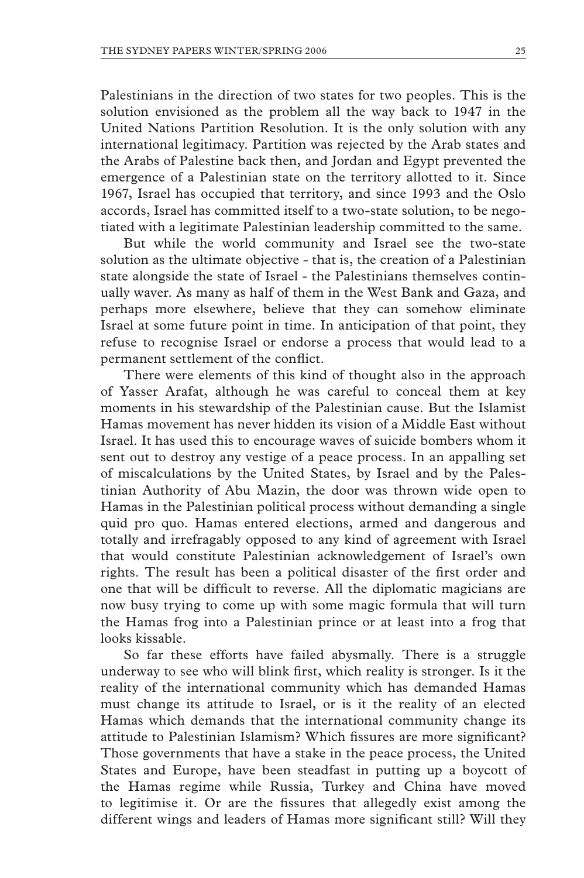Palestinians in the direction of two states for two peoples. This is the solution envisioned as the problem all the way back to 1947 in the United Nations Partition Resolution. It is the only solution with any international legitimacy. Partition was rejected by the Arab states and the Arabs of Palestine back then, and Jordan and Egypt prevented the emergence of a Palestinian state on the territory allotted to it. Since 1967, Israel has occupied that territory, and since 1993 and the Oslo accords, Israel has committed itself to a two-state solution, to be negotiated with a legitimate Palestinian leadership committed to the same.

But while the world community and Israel see the two-state solution as the ultimate objective - that is, the creation of a Palestinian state alongside the state of Israel - the Palestinians themselves continually waver. As many as half of them in the West Bank and Gaza, and perhaps more elsewhere, believe that they can somehow eliminate Israel at some future point in time. In anticipation of that point, they refuse to recognise Israel or endorse a process that would lead to a permanent settlement of the conflict.

There were elements of this kind of thought also in the approach of Yasser Arafat, although he was careful to conceal them at key moments in his stewardship of the Palestinian cause. But the Islamist Hamas movement has never hidden its vision of a Middle East without Israel. It has used this to encourage waves of suicide bombers whom it sent out to destroy any vestige of a peace process. In an appalling set of miscalculations by the United States, by Israel and by the Palestinian Authority of Abu Mazin, the door was thrown wide open to Hamas in the Palestinian political process without demanding a single quid pro quo. Hamas entered elections, armed and dangerous and totally and irrefragably opposed to any kind of agreement with Israel that would constitute Palestinian acknowledgement of Israel's own rights. The result has been a political disaster of the first order and one that will be difficult to reverse. All the diplomatic magicians are now busy trying to come up with some magic formula that will turn the Hamas frog into a Palestinian prince or at least into a frog that looks kissable.

So far these efforts have failed abysmally. There is a struggle underway to see who will blink first, which reality is stronger. Is it the reality of the international community which has demanded Hamas must change its attitude to Israel, or is it the reality of an elected Hamas which demands that the international community change its attitude to Palestinian Islamism? Which fissures are more significant? Those governments that have a stake in the peace process, the United States and Europe, have been steadfast in putting up a boycott of the Hamas regime while Russia, Turkey and China have moved to legitimise it. Or are the fissures that allegedly exist among the different wings and leaders of Hamas more significant still? Will they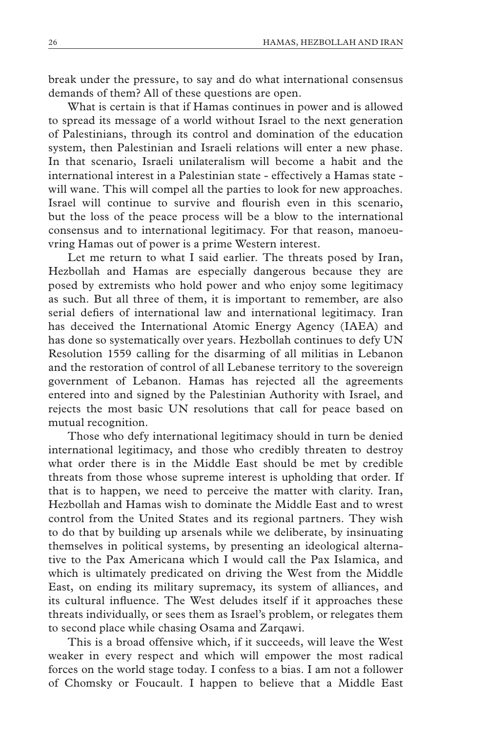break under the pressure, to say and do what international consensus demands of them? All of these questions are open.

What is certain is that if Hamas continues in power and is allowed to spread its message of a world without Israel to the next generation of Palestinians, through its control and domination of the education system, then Palestinian and Israeli relations will enter a new phase. In that scenario, Israeli unilateralism will become a habit and the international interest in a Palestinian state - effectively a Hamas state - will wane. This will compel all the parties to look for new approaches. Israel will continue to survive and flourish even in this scenario, but the loss of the peace process will be a blow to the international consensus and to international legitimacy. For that reason, manoeuvring Hamas out of power is a prime Western interest.

Let me return to what I said earlier. The threats posed by Iran, Hezbollah and Hamas are especially dangerous because they are posed by extremists who hold power and who enjoy some legitimacy as such. But all three of them, it is important to remember, are also serial defiers of international law and international legitimacy. Iran has deceived the International Atomic Energy Agency (IAEA) and has done so systematically over years. Hezbollah continues to defy UN Resolution 1559 calling for the disarming of all militias in Lebanon and the restoration of control of all Lebanese territory to the sovereign government of Lebanon. Hamas has rejected all the agreements entered into and signed by the Palestinian Authority with Israel, and rejects the most basic UN resolutions that call for peace based on mutual recognition.

Those who defy international legitimacy should in turn be denied international legitimacy, and those who credibly threaten to destroy what order there is in the Middle East should be met by credible threats from those whose supreme interest is upholding that order. If that is to happen, we need to perceive the matter with clarity. Iran, Hezbollah and Hamas wish to dominate the Middle East and to wrest control from the United States and its regional partners. They wish to do that by building up arsenals while we deliberate, by insinuating themselves in political systems, by presenting an ideological alternative to the Pax Americana which I would call the Pax Islamica, and which is ultimately predicated on driving the West from the Middle East, on ending its military supremacy, its system of alliances, and its cultural influence. The West deludes itself if it approaches these threats individually, or sees them as Israel's problem, or relegates them to second place while chasing Osama and Zarqawi.

This is a broad offensive which, if it succeeds, will leave the West weaker in every respect and which will empower the most radical forces on the world stage today. I confess to a bias. I am not a follower of Chomsky or Foucault. I happen to believe that a Middle East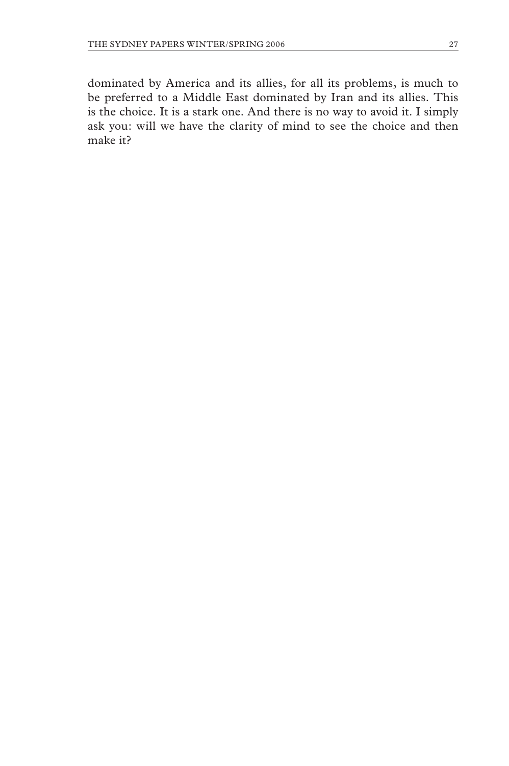dominated by America and its allies, for all its problems, is much to be preferred to a Middle East dominated by Iran and its allies. This is the choice. It is a stark one. And there is no way to avoid it. I simply ask you: will we have the clarity of mind to see the choice and then make it?